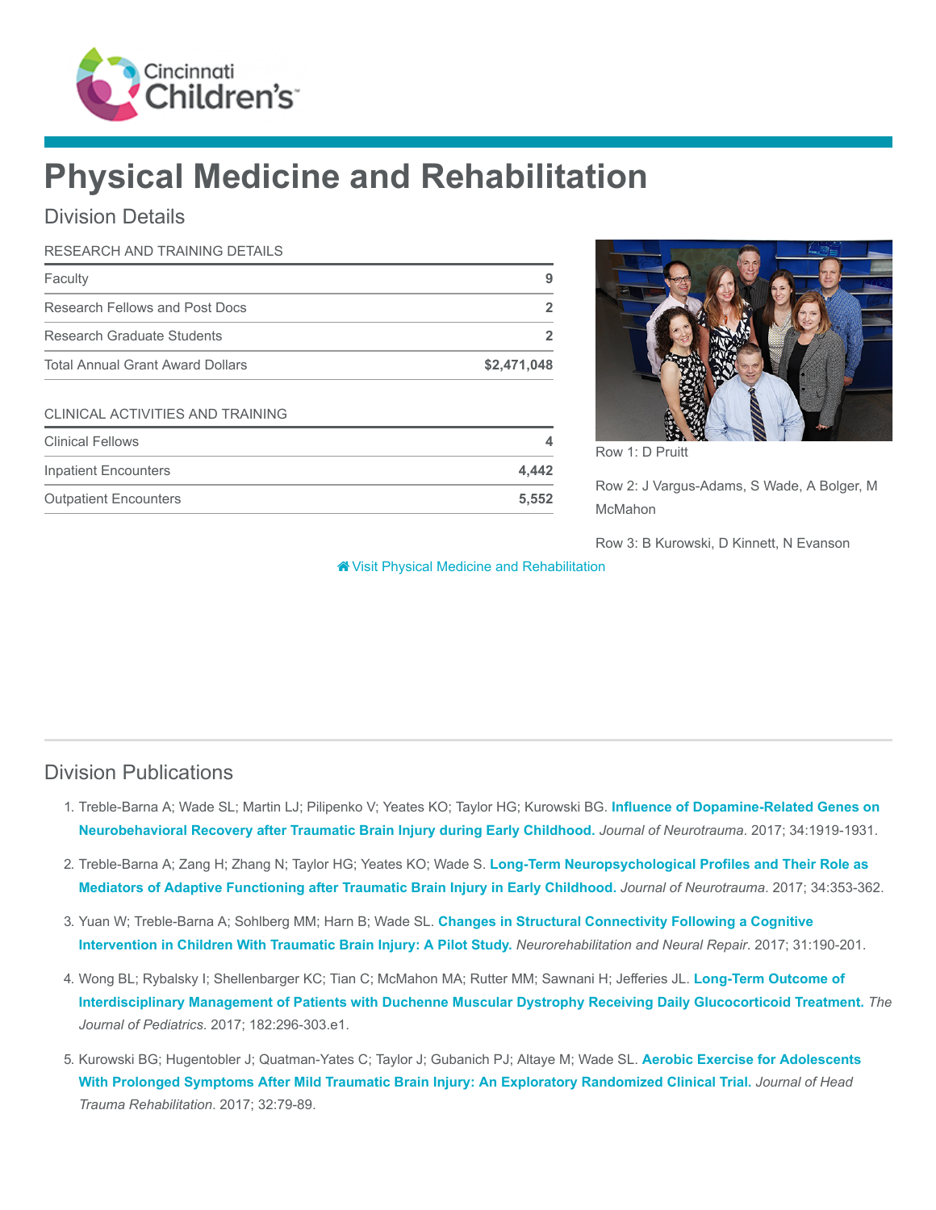# Physical Medicine and Rehabilitation

## Division Details

| RESEARCH AND TRAINING DETAILS | |
|---|---|
| Faculty | 9 |
| Research Fellows and Post Docs | 2 |
| Research Graduate Students | 2 |
| Total Annual Grant Award Dollars | $2,471,048 |

| CLINICAL ACTIVITIES AND TRAINING | |
|---|---|
| Clinical Fellows | 4 |
| Inpatient Encounters | 4,442 |
| Outpatient Encounters | 5,552 |

Row 1: D Pruitt

Row 2: J Vargus-Adams, S Wade, A Bolger, M McMahon

Row 3: B Kurowski, D Kinnett, N Evanson

Visit Physical Medicine and Rehabilitation

## Division Publications

1. Treble-Barna A; Wade SL; Martin LJ; Pilipenko V; Yeates KO; Taylor HG; Kurowski BG. **Influence of Dopamine-Related Genes on Neurobehavioral Recovery after Traumatic Brain Injury during Early Childhood.** *Journal of Neurotrauma*. 2017; 34:1919-1931.
2. Treble-Barna A; Zang H; Zhang N; Taylor HG; Yeates KO; Wade S. **Long-Term Neuropsychological Profiles and Their Role as Mediators of Adaptive Functioning after Traumatic Brain Injury in Early Childhood.** *Journal of Neurotrauma*. 2017; 34:353-362.
3. Yuan W; Treble-Barna A; Sohlberg MM; Harn B; Wade SL. **Changes in Structural Connectivity Following a Cognitive Intervention in Children With Traumatic Brain Injury: A Pilot Study.** *Neurorehabilitation and Neural Repair*. 2017; 31:190-201.
4. Wong BL; Rybalsky I; Shellenbarger KC; Tian C; McMahon MA; Rutter MM; Sawnani H; Jefferies JL. **Long-Term Outcome of Interdisciplinary Management of Patients with Duchenne Muscular Dystrophy Receiving Daily Glucocorticoid Treatment.** *The Journal of Pediatrics*. 2017; 182:296-303.e1.
5. Kurowski BG; Hugentobler J; Quatman-Yates C; Taylor J; Gubanich PJ; Altaye M; Wade SL. **Aerobic Exercise for Adolescents With Prolonged Symptoms After Mild Traumatic Brain Injury: An Exploratory Randomized Clinical Trial.** *Journal of Head Trauma Rehabilitation*. 2017; 32:79-89.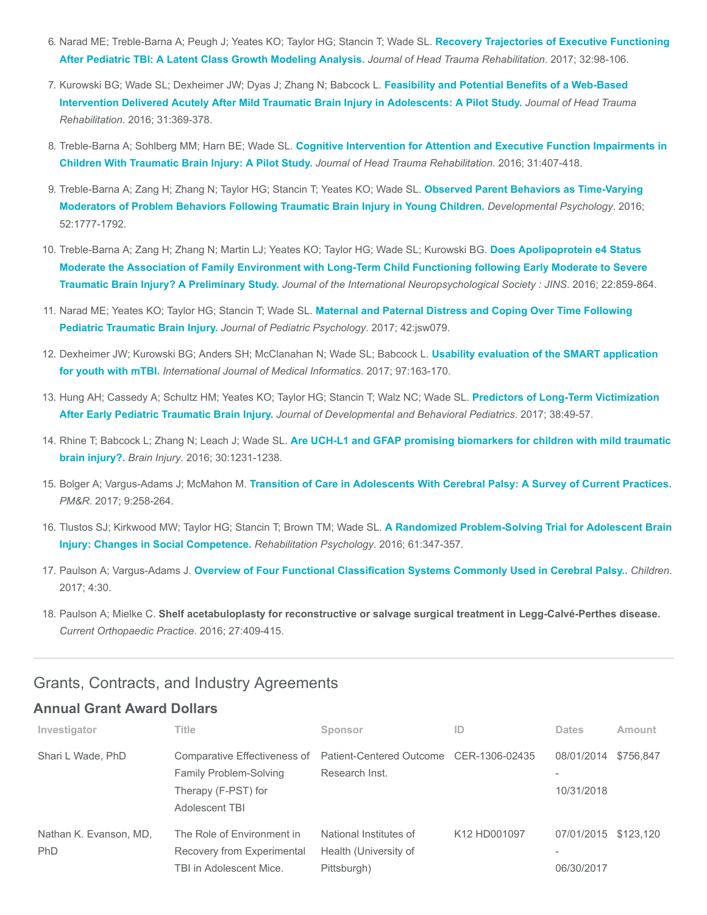6. Narad ME; Treble-Barna A; Peugh J; Yeates KO; Taylor HG; Stancin T; Wade SL. **Recovery Trajectories of Executive Functioning After Pediatric TBI: A Latent Class Growth Modeling Analysis.** *Journal of Head Trauma Rehabilitation*. 2017; 32:98-106.

7. Kurowski BG; Wade SL; Dexheimer JW; Dyas J; Zhang N; Babcock L. **Feasibility and Potential Benefits of a Web-Based Intervention Delivered Acutely After Mild Traumatic Brain Injury in Adolescents: A Pilot Study.** *Journal of Head Trauma Rehabilitation*. 2016; 31:369-378.

8. Treble-Barna A; Sohlberg MM; Harn BE; Wade SL. **Cognitive Intervention for Attention and Executive Function Impairments in Children With Traumatic Brain Injury: A Pilot Study.** *Journal of Head Trauma Rehabilitation*. 2016; 31:407-418.

9. Treble-Barna A; Zang H; Zhang N; Taylor HG; Stancin T; Yeates KO; Wade SL. **Observed Parent Behaviors as Time-Varying Moderators of Problem Behaviors Following Traumatic Brain Injury in Young Children.** *Developmental Psychology*. 2016; 52:1777-1792.

10. Treble-Barna A; Zang H; Zhang N; Martin LJ; Yeates KO; Taylor HG; Wade SL; Kurowski BG. **Does Apolipoprotein e4 Status Moderate the Association of Family Environment with Long-Term Child Functioning following Early Moderate to Severe Traumatic Brain Injury? A Preliminary Study.** *Journal of the International Neuropsychological Society : JINS*. 2016; 22:859-864.

11. Narad ME; Yeates KO; Taylor HG; Stancin T; Wade SL. **Maternal and Paternal Distress and Coping Over Time Following Pediatric Traumatic Brain Injury.** *Journal of Pediatric Psychology*. 2017; 42:jsw079.

12. Dexheimer JW; Kurowski BG; Anders SH; McClanahan N; Wade SL; Babcock L. **Usability evaluation of the SMART application for youth with mTBI.** *International Journal of Medical Informatics*. 2017; 97:163-170.

13. Hung AH; Cassedy A; Schultz HM; Yeates KO; Taylor HG; Stancin T; Walz NC; Wade SL. **Predictors of Long-Term Victimization After Early Pediatric Traumatic Brain Injury.** *Journal of Developmental and Behavioral Pediatrics*. 2017; 38:49-57.

14. Rhine T; Babcock L; Zhang N; Leach J; Wade SL. **Are UCH-L1 and GFAP promising biomarkers for children with mild traumatic brain injury?.** *Brain Injury*. 2016; 30:1231-1238.

15. Bolger A; Vargus-Adams J; McMahon M. **Transition of Care in Adolescents With Cerebral Palsy: A Survey of Current Practices.** *PM&R*. 2017; 9:258-264.

16. Tlustos SJ; Kirkwood MW; Taylor HG; Stancin T; Brown TM; Wade SL. **A Randomized Problem-Solving Trial for Adolescent Brain Injury: Changes in Social Competence.** *Rehabilitation Psychology*. 2016; 61:347-357.

17. Paulson A; Vargus-Adams J. **Overview of Four Functional Classification Systems Commonly Used in Cerebral Palsy..** *Children*. 2017; 4:30.

18. Paulson A; Mielke C. **Shelf acetabuloplasty for reconstructive or salvage surgical treatment in Legg-Calvé-Perthes disease.** *Current Orthopaedic Practice*. 2016; 27:409-415.

---

## Grants, Contracts, and Industry Agreements

### Annual Grant Award Dollars

| Investigator | Title | Sponsor | ID | Dates | Amount |
|---|---|---|---|---|---|
| Shari L Wade, PhD | Comparative Effectiveness of Family Problem-Solving Therapy (F-PST) for Adolescent TBI | Patient-Centered Outcome Research Inst. | CER-1306-02435 | 08/01/2014 - 10/31/2018 | $756,847 |
| Nathan K. Evanson, MD, PhD | The Role of Environment in Recovery from Experimental TBI in Adolescent Mice. | National Institutes of Health (University of Pittsburgh) | K12 HD001097 | 07/01/2015 - 06/30/2017 | $123,120 |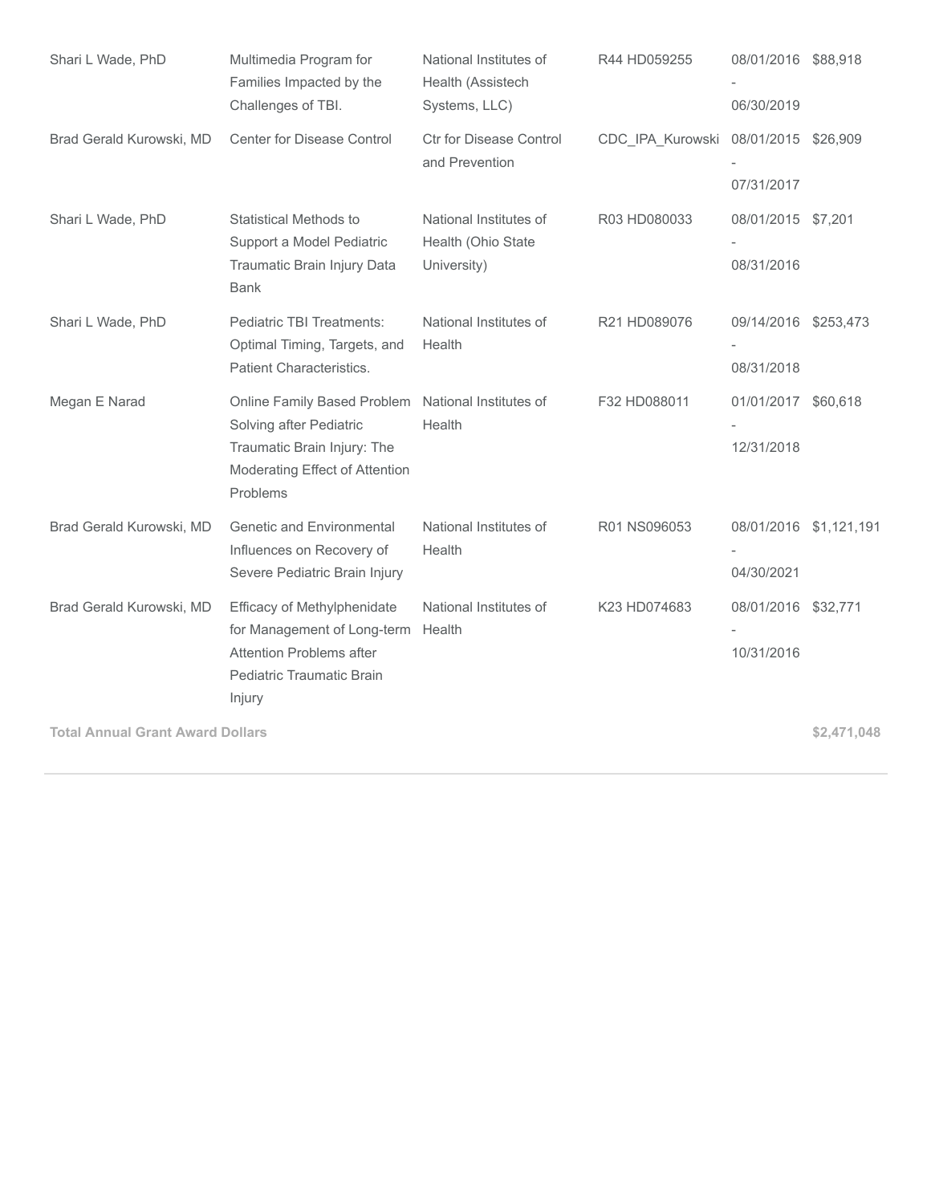| | | | | | |
|---|---|---|---|---|---|
| Shari L Wade, PhD | Multimedia Program for Families Impacted by the Challenges of TBI. | National Institutes of Health (Assistech Systems, LLC) | R44 HD059255 | 08/01/2016 - 06/30/2019 | $88,918 |
| Brad Gerald Kurowski, MD | Center for Disease Control | Ctr for Disease Control and Prevention | CDC_IPA_Kurowski | 08/01/2015 - 07/31/2017 | $26,909 |
| Shari L Wade, PhD | Statistical Methods to Support a Model Pediatric Traumatic Brain Injury Data Bank | National Institutes of Health (Ohio State University) | R03 HD080033 | 08/01/2015 - 08/31/2016 | $7,201 |
| Shari L Wade, PhD | Pediatric TBI Treatments: Optimal Timing, Targets, and Patient Characteristics. | National Institutes of Health | R21 HD089076 | 09/14/2016 - 08/31/2018 | $253,473 |
| Megan E Narad | Online Family Based Problem Solving after Pediatric Traumatic Brain Injury: The Moderating Effect of Attention Problems | National Institutes of Health | F32 HD088011 | 01/01/2017 - 12/31/2018 | $60,618 |
| Brad Gerald Kurowski, MD | Genetic and Environmental Influences on Recovery of Severe Pediatric Brain Injury | National Institutes of Health | R01 NS096053 | 08/01/2016 - 04/30/2021 | $1,121,191 |
| Brad Gerald Kurowski, MD | Efficacy of Methylphenidate for Management of Long-term Attention Problems after Pediatric Traumatic Brain Injury | National Institutes of Health | K23 HD074683 | 08/01/2016 - 10/31/2016 | $32,771 |
| **Total Annual Grant Award Dollars** | | | | | **$2,471,048** |